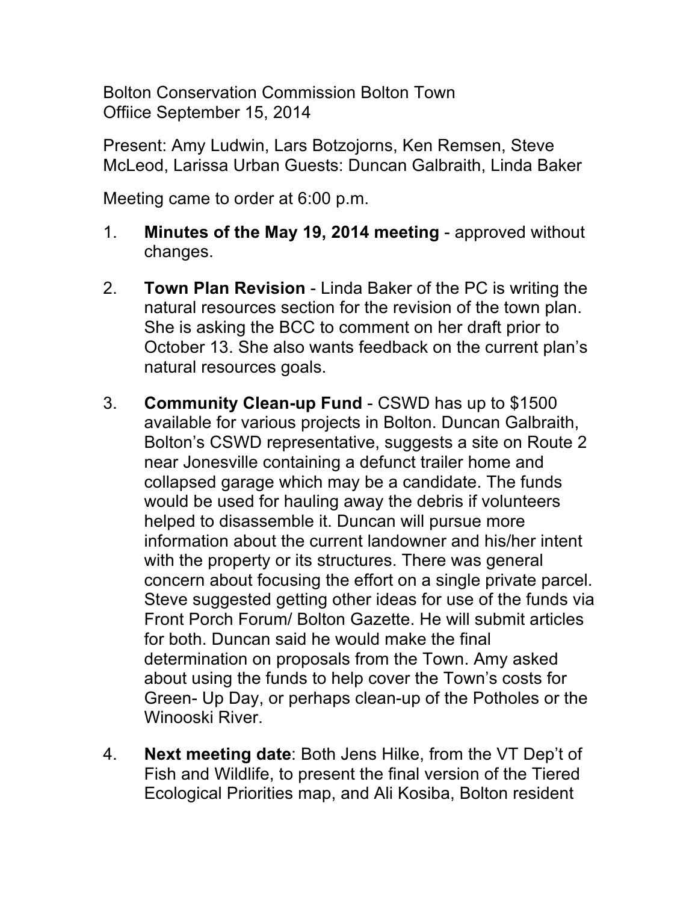Bolton Conservation Commission Bolton Town Offiice September 15, 2014

Present: Amy Ludwin, Lars Botzojorns, Ken Remsen, Steve McLeod, Larissa Urban Guests: Duncan Galbraith, Linda Baker

Meeting came to order at 6:00 p.m.

1. **Minutes of the May 19, 2014 meeting** - approved without changes.

2. **Town Plan Revision** - Linda Baker of the PC is writing the natural resources section for the revision of the town plan. She is asking the BCC to comment on her draft prior to October 13. She also wants feedback on the current plan's natural resources goals.

3. **Community Clean-up Fund** - CSWD has up to $1500 available for various projects in Bolton. Duncan Galbraith, Bolton's CSWD representative, suggests a site on Route 2 near Jonesville containing a defunct trailer home and collapsed garage which may be a candidate. The funds would be used for hauling away the debris if volunteers helped to disassemble it. Duncan will pursue more information about the current landowner and his/her intent with the property or its structures. There was general concern about focusing the effort on a single private parcel. Steve suggested getting other ideas for use of the funds via Front Porch Forum/ Bolton Gazette. He will submit articles for both. Duncan said he would make the final determination on proposals from the Town. Amy asked about using the funds to help cover the Town's costs for Green- Up Day, or perhaps clean-up of the Potholes or the Winooski River.

4. **Next meeting date**: Both Jens Hilke, from the VT Dep't of Fish and Wildlife, to present the final version of the Tiered Ecological Priorities map, and Ali Kosiba, Bolton resident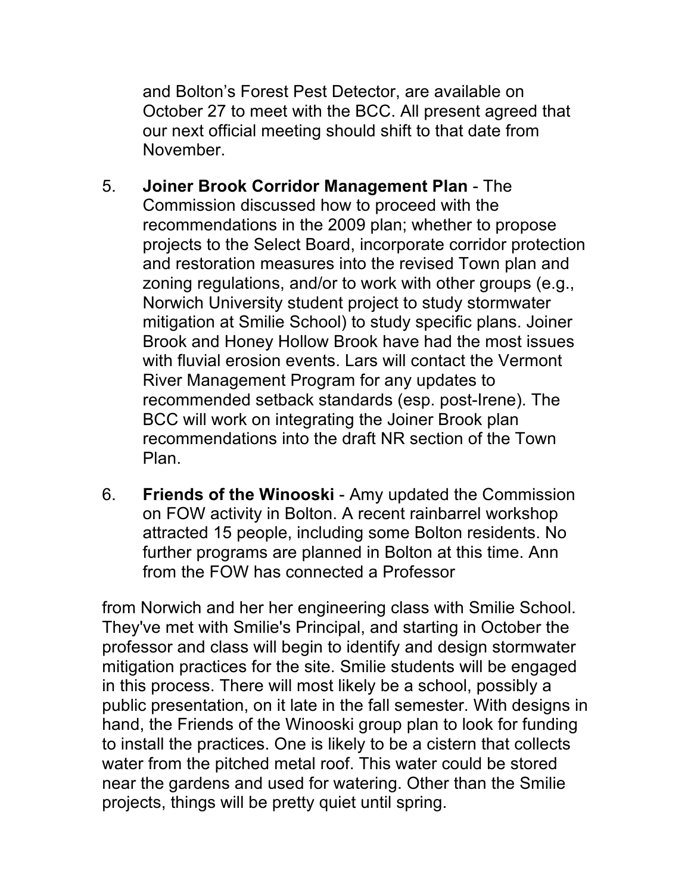and Bolton's Forest Pest Detector, are available on October 27 to meet with the BCC. All present agreed that our next official meeting should shift to that date from November.

5. **Joiner Brook Corridor Management Plan** - The Commission discussed how to proceed with the recommendations in the 2009 plan; whether to propose projects to the Select Board, incorporate corridor protection and restoration measures into the revised Town plan and zoning regulations, and/or to work with other groups (e.g., Norwich University student project to study stormwater mitigation at Smilie School) to study specific plans. Joiner Brook and Honey Hollow Brook have had the most issues with fluvial erosion events. Lars will contact the Vermont River Management Program for any updates to recommended setback standards (esp. post-Irene). The BCC will work on integrating the Joiner Brook plan recommendations into the draft NR section of the Town Plan.

6. **Friends of the Winooski** - Amy updated the Commission on FOW activity in Bolton. A recent rainbarrel workshop attracted 15 people, including some Bolton residents. No further programs are planned in Bolton at this time. Ann from the FOW has connected a Professor

from Norwich and her her engineering class with Smilie School. They've met with Smilie's Principal, and starting in October the professor and class will begin to identify and design stormwater mitigation practices for the site. Smilie students will be engaged in this process. There will most likely be a school, possibly a public presentation, on it late in the fall semester. With designs in hand, the Friends of the Winooski group plan to look for funding to install the practices. One is likely to be a cistern that collects water from the pitched metal roof. This water could be stored near the gardens and used for watering. Other than the Smilie projects, things will be pretty quiet until spring.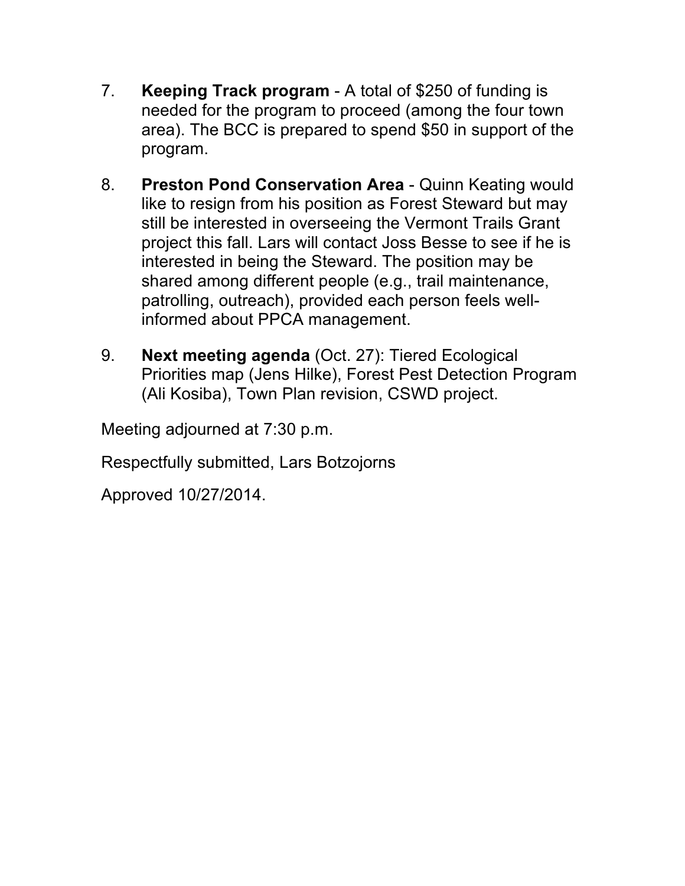7. **Keeping Track program** - A total of $250 of funding is needed for the program to proceed (among the four town area). The BCC is prepared to spend $50 in support of the program.

8. **Preston Pond Conservation Area** - Quinn Keating would like to resign from his position as Forest Steward but may still be interested in overseeing the Vermont Trails Grant project this fall. Lars will contact Joss Besse to see if he is interested in being the Steward. The position may be shared among different people (e.g., trail maintenance, patrolling, outreach), provided each person feels well-informed about PPCA management.

9. **Next meeting agenda** (Oct. 27): Tiered Ecological Priorities map (Jens Hilke), Forest Pest Detection Program (Ali Kosiba), Town Plan revision, CSWD project.

Meeting adjourned at 7:30 p.m.

Respectfully submitted, Lars Botzojorns

Approved 10/27/2014.